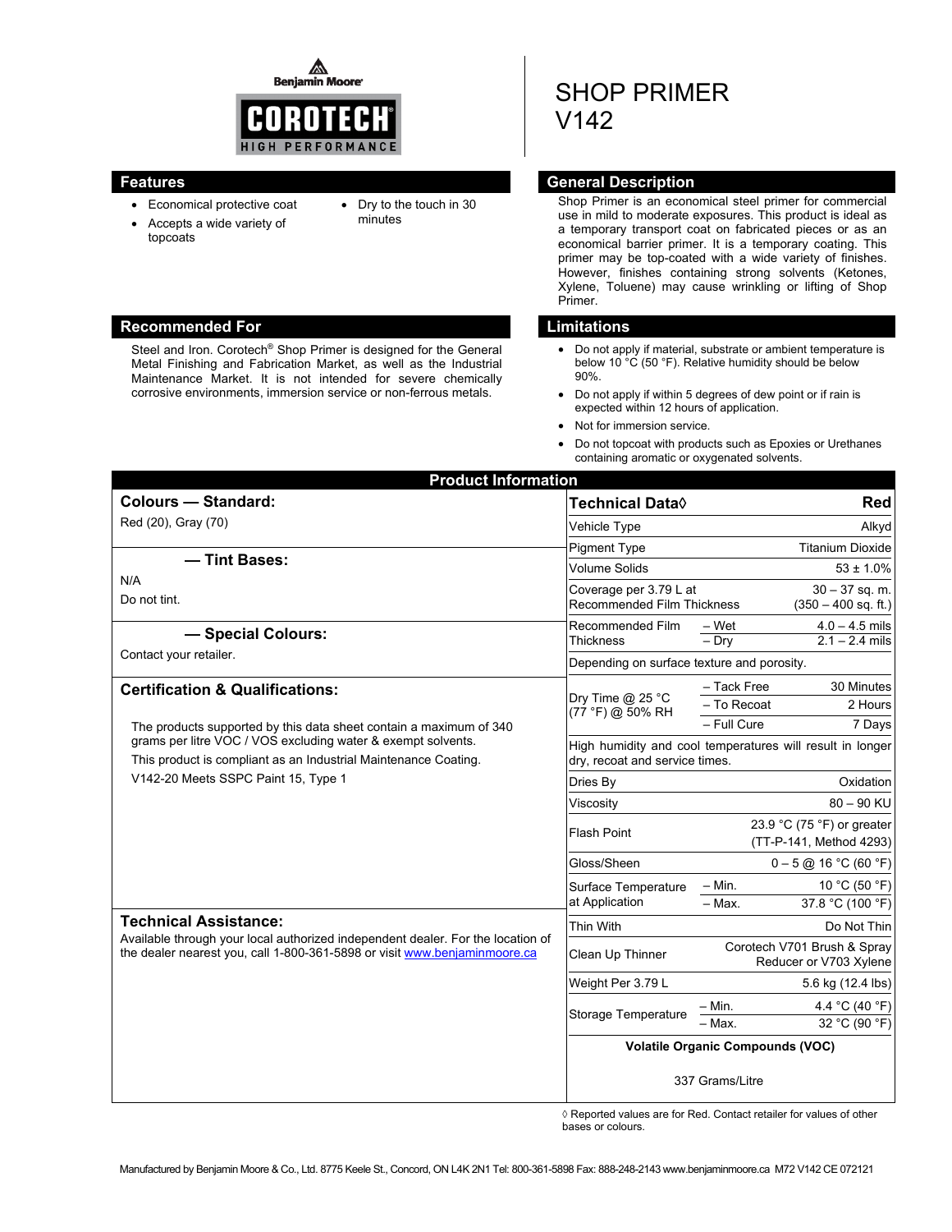Benjamin Moore

COROTECH® HIGH PERFORMANCE

# SHOP PRIMER V142

## Features

- Economical protective coat
- Accepts a wide variety of topcoats
- Dry to the touch in 30 minutes

## General Description

Shop Primer is an economical steel primer for commercial use in mild to moderate exposures. This product is ideal as a temporary transport coat on fabricated pieces or as an economical barrier primer. It is a temporary coating. This primer may be top-coated with a wide variety of finishes. However, finishes containing strong solvents (Ketones, Xylene, Toluene) may cause wrinkling or lifting of Shop Primer.

## Recommended For

Steel and Iron. Corotech® Shop Primer is designed for the General Metal Finishing and Fabrication Market, as well as the Industrial Maintenance Market. It is not intended for severe chemically corrosive environments, immersion service or non-ferrous metals.

## Limitations

- Do not apply if material, substrate or ambient temperature is below 10 °C (50 °F). Relative humidity should be below 90%.
- Do not apply if within 5 degrees of dew point or if rain is expected within 12 hours of application.
- Not for immersion service.
- Do not topcoat with products such as Epoxies or Urethanes containing aromatic or oxygenated solvents.

## Product Information

### Colours — Standard:

Red (20), Gray (70)

### — Tint Bases:

N/A

Do not tint.

### — Special Colours:

Contact your retailer.

### Certification & Qualifications:

The products supported by this data sheet contain a maximum of 340 grams per litre VOC / VOS excluding water & exempt solvents.

This product is compliant as an Industrial Maintenance Coating.

V142-20 Meets SSPC Paint 15, Type 1

### Technical Assistance:

Available through your local authorized independent dealer. For the location of the dealer nearest you, call 1-800-361-5898 or visit www.benjaminmoore.ca

| Technical Data◊ | | Red |
|---|---|---|
| Vehicle Type | | Alkyd |
| Pigment Type | | Titanium Dioxide |
| Volume Solids | | 53 ± 1.0% |
| Coverage per 3.79 L at Recommended Film Thickness | | 30 – 37 sq. m. (350 – 400 sq. ft.) |
| Recommended Film Thickness | – Wet | 4.0 – 4.5 mils |
| | – Dry | 2.1 – 2.4 mils |
| Depending on surface texture and porosity. | | |
| Dry Time @ 25 °C (77 °F) @ 50% RH | – Tack Free | 30 Minutes |
| | – To Recoat | 2 Hours |
| | – Full Cure | 7 Days |
| High humidity and cool temperatures will result in longer dry, recoat and service times. | | |
| Dries By | | Oxidation |
| Viscosity | | 80 – 90 KU |
| Flash Point | | 23.9 °C (75 °F) or greater (TT-P-141, Method 4293) |
| Gloss/Sheen | | 0 – 5 @ 16 °C (60 °F) |
| Surface Temperature at Application | – Min. | 10 °C (50 °F) |
| | – Max. | 37.8 °C (100 °F) |
| Thin With | | Do Not Thin |
| Clean Up Thinner | | Corotech V701 Brush & Spray Reducer or V703 Xylene |
| Weight Per 3.79 L | | 5.6 kg (12.4 lbs) |
| Storage Temperature | – Min. | 4.4 °C (40 °F) |
| | – Max. | 32 °C (90 °F) |
| Volatile Organic Compounds (VOC) | | |
| 337 Grams/Litre | | |

◊ Reported values are for Red. Contact retailer for values of other bases or colours.

Manufactured by Benjamin Moore & Co., Ltd. 8775 Keele St., Concord, ON L4K 2N1 Tel: 800-361-5898 Fax: 888-248-2143 www.benjaminmoore.ca M72 V142 CE 072121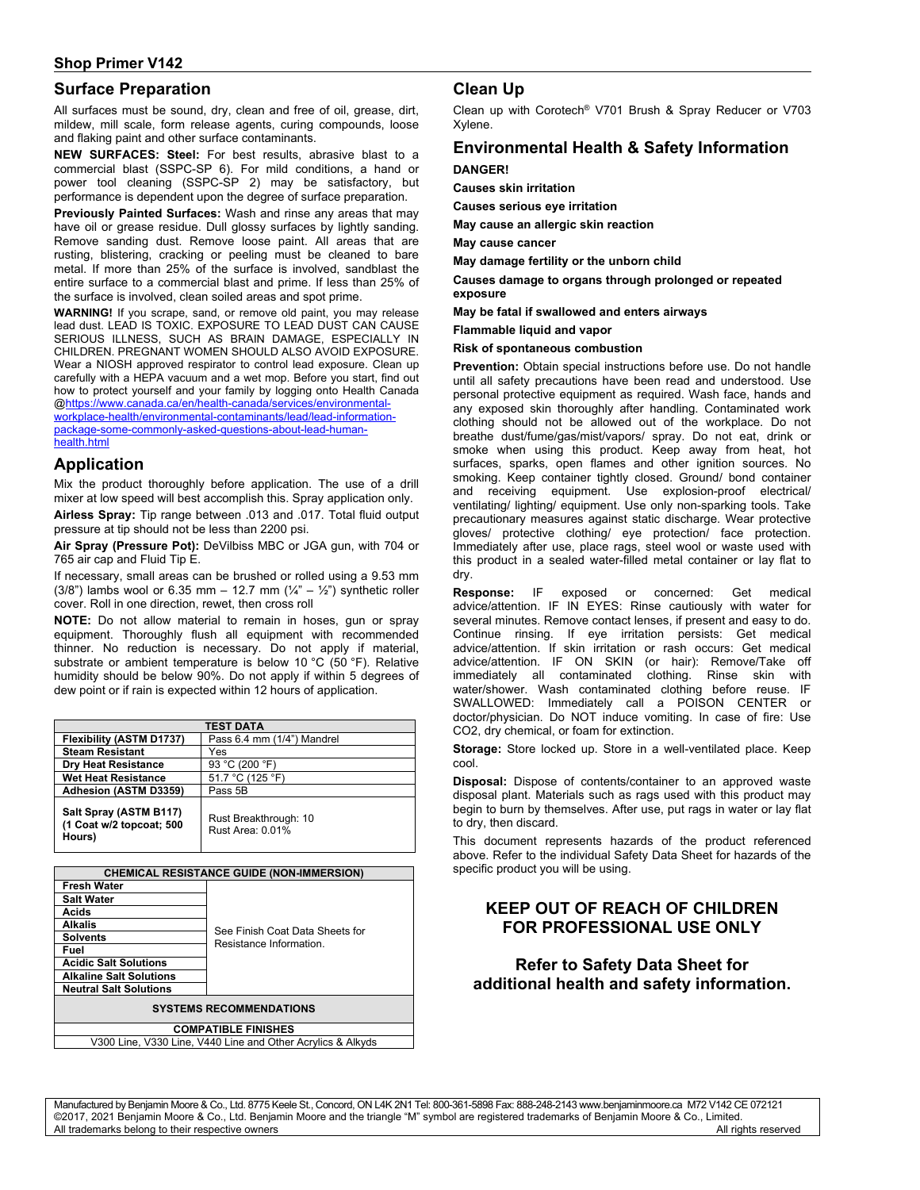## Shop Primer V142

## Surface Preparation

All surfaces must be sound, dry, clean and free of oil, grease, dirt, mildew, mill scale, form release agents, curing compounds, loose and flaking paint and other surface contaminants.

**NEW SURFACES: Steel:** For best results, abrasive blast to a commercial blast (SSPC-SP 6). For mild conditions, a hand or power tool cleaning (SSPC-SP 2) may be satisfactory, but performance is dependent upon the degree of surface preparation.

**Previously Painted Surfaces:** Wash and rinse any areas that may have oil or grease residue. Dull glossy surfaces by lightly sanding. Remove sanding dust. Remove loose paint. All areas that are rusting, blistering, cracking or peeling must be cleaned to bare metal. If more than 25% of the surface is involved, sandblast the entire surface to a commercial blast and prime. If less than 25% of the surface is involved, clean soiled areas and spot prime.

**WARNING!** If you scrape, sand, or remove old paint, you may release lead dust. LEAD IS TOXIC. EXPOSURE TO LEAD DUST CAN CAUSE SERIOUS ILLNESS, SUCH AS BRAIN DAMAGE, ESPECIALLY IN CHILDREN. PREGNANT WOMEN SHOULD ALSO AVOID EXPOSURE. Wear a NIOSH approved respirator to control lead exposure. Clean up carefully with a HEPA vacuum and a wet mop. Before you start, find out how to protect yourself and your family by logging onto Health Canada @https://www.canada.ca/en/health-canada/services/environmental-workplace-health/environmental-contaminants/lead/lead-information-package-some-commonly-asked-questions-about-lead-human-health.html

## Application

Mix the product thoroughly before application. The use of a drill mixer at low speed will best accomplish this. Spray application only.

**Airless Spray:** Tip range between .013 and .017. Total fluid output pressure at tip should not be less than 2200 psi.

**Air Spray (Pressure Pot):** DeVilbiss MBC or JGA gun, with 704 or 765 air cap and Fluid Tip E.

If necessary, small areas can be brushed or rolled using a 9.53 mm (3/8") lambs wool or 6.35 mm – 12.7 mm (¼" – ½") synthetic roller cover. Roll in one direction, rewet, then cross roll

**NOTE:** Do not allow material to remain in hoses, gun or spray equipment. Thoroughly flush all equipment with recommended thinner. No reduction is necessary. Do not apply if material, substrate or ambient temperature is below 10 °C (50 °F). Relative humidity should be below 90%. Do not apply if within 5 degrees of dew point or if rain is expected within 12 hours of application.

| TEST DATA | |
|---|---|
| **Flexibility (ASTM D1737)** | Pass 6.4 mm (1/4") Mandrel |
| **Steam Resistant** | Yes |
| **Dry Heat Resistance** | 93 °C (200 °F) |
| **Wet Heat Resistance** | 51.7 °C (125 °F) |
| **Adhesion (ASTM D3359)** | Pass 5B |
| **Salt Spray (ASTM B117) (1 Coat w/2 topcoat; 500 Hours)** | Rust Breakthrough: 10<br>Rust Area: 0.01% |

| CHEMICAL RESISTANCE GUIDE (NON-IMMERSION) | |
|---|---|
| **Fresh Water** | See Finish Coat Data Sheets for Resistance Information. |
| **Salt Water** | |
| **Acids** | |
| **Alkalis** | |
| **Solvents** | |
| **Fuel** | |
| **Acidic Salt Solutions** | |
| **Alkaline Salt Solutions** | |
| **Neutral Salt Solutions** | |
| **SYSTEMS RECOMMENDATIONS** | |
| **COMPATIBLE FINISHES** | |
| V300 Line, V330 Line, V440 Line and Other Acrylics & Alkyds | |

## Clean Up

Clean up with Corotech® V701 Brush & Spray Reducer or V703 Xylene.

## Environmental Health & Safety Information

**DANGER!**

**Causes skin irritation**

**Causes serious eye irritation**

**May cause an allergic skin reaction**

**May cause cancer**

**May damage fertility or the unborn child**

**Causes damage to organs through prolonged or repeated exposure**

**May be fatal if swallowed and enters airways**

**Flammable liquid and vapor**

**Risk of spontaneous combustion**

**Prevention:** Obtain special instructions before use. Do not handle until all safety precautions have been read and understood. Use personal protective equipment as required. Wash face, hands and any exposed skin thoroughly after handling. Contaminated work clothing should not be allowed out of the workplace. Do not breathe dust/fume/gas/mist/vapors/ spray. Do not eat, drink or smoke when using this product. Keep away from heat, hot surfaces, sparks, open flames and other ignition sources. No smoking. Keep container tightly closed. Ground/ bond container and receiving equipment. Use explosion-proof electrical/ ventilating/ lighting/ equipment. Use only non-sparking tools. Take precautionary measures against static discharge. Wear protective gloves/ protective clothing/ eye protection/ face protection. Immediately after use, place rags, steel wool or waste used with this product in a sealed water-filled metal container or lay flat to dry.

**Response:** IF exposed or concerned: Get medical advice/attention. IF IN EYES: Rinse cautiously with water for several minutes. Remove contact lenses, if present and easy to do. Continue rinsing. If eye irritation persists: Get medical advice/attention. If skin irritation or rash occurs: Get medical advice/attention. IF ON SKIN (or hair): Remove/Take off immediately all contaminated clothing. Rinse skin with water/shower. Wash contaminated clothing before reuse. IF SWALLOWED: Immediately call a POISON CENTER or doctor/physician. Do NOT induce vomiting. In case of fire: Use CO2, dry chemical, or foam for extinction.

**Storage:** Store locked up. Store in a well-ventilated place. Keep cool.

**Disposal:** Dispose of contents/container to an approved waste disposal plant. Materials such as rags used with this product may begin to burn by themselves. After use, put rags in water or lay flat to dry, then discard.

This document represents hazards of the product referenced above. Refer to the individual Safety Data Sheet for hazards of the specific product you will be using.

**KEEP OUT OF REACH OF CHILDREN**
**FOR PROFESSIONAL USE ONLY**

**Refer to Safety Data Sheet for additional health and safety information.**

Manufactured by Benjamin Moore & Co., Ltd. 8775 Keele St., Concord, ON L4K 2N1 Tel: 800-361-5898 Fax: 888-248-2143 www.benjaminmoore.ca M72 V142 CE 072121
©2017, 2021 Benjamin Moore & Co., Ltd. Benjamin Moore and the triangle "M" symbol are registered trademarks of Benjamin Moore & Co., Limited.
All trademarks belong to their respective owners All rights reserved